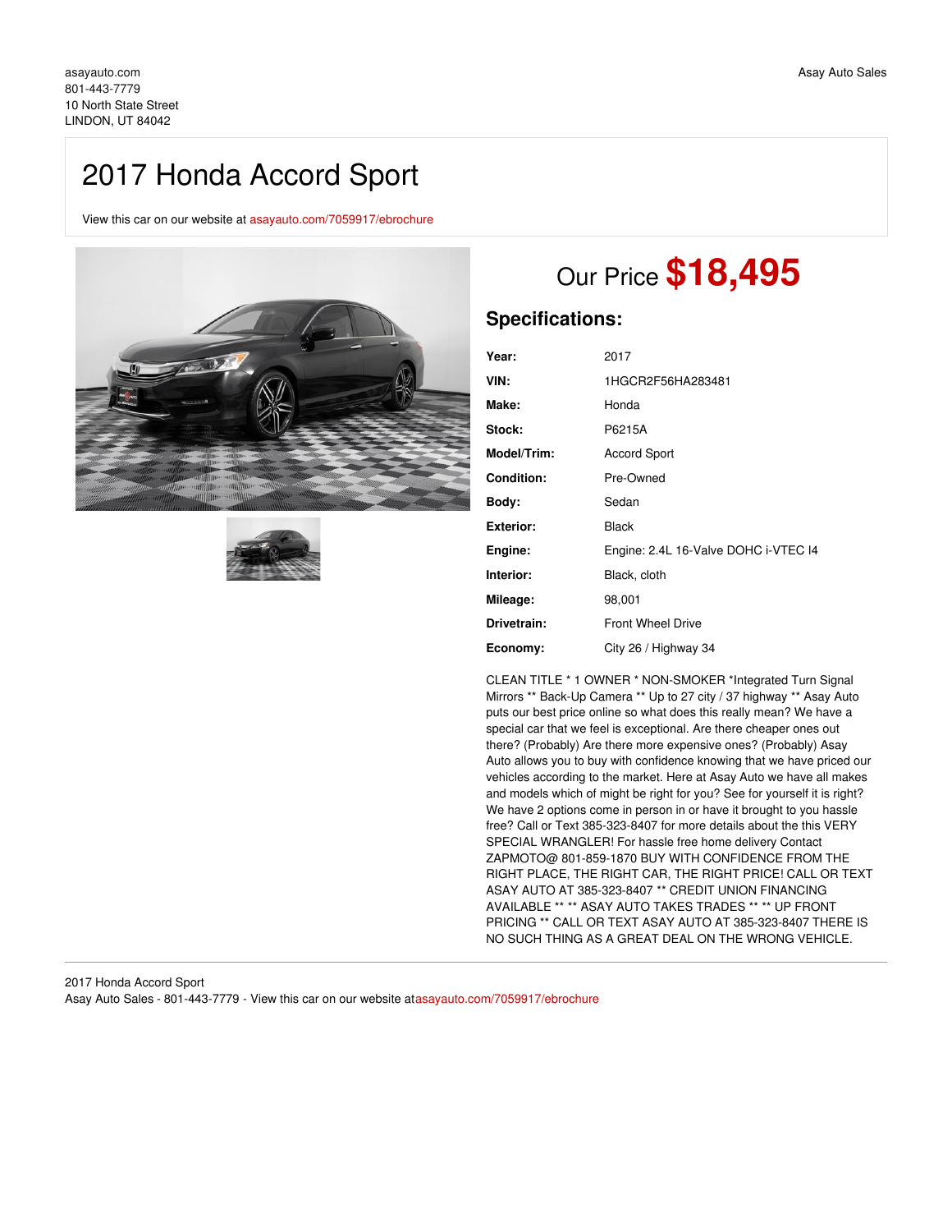asayauto.com
801-443-7779
10 North State Street
LINDON, UT 84042

Asay Auto Sales

# 2017 Honda Accord Sport

View this car on our website at asayauto.com/7059917/ebrochure

## Our Price **$18,495**

## Specifications:

| | |
|---|---|
| **Year:** | 2017 |
| **VIN:** | 1HGCR2F56HA283481 |
| **Make:** | Honda |
| **Stock:** | P6215A |
| **Model/Trim:** | Accord Sport |
| **Condition:** | Pre-Owned |
| **Body:** | Sedan |
| **Exterior:** | Black |
| **Engine:** | Engine: 2.4L 16-Valve DOHC i-VTEC I4 |
| **Interior:** | Black, cloth |
| **Mileage:** | 98,001 |
| **Drivetrain:** | Front Wheel Drive |
| **Economy:** | City 26 / Highway 34 |

CLEAN TITLE * 1 OWNER * NON-SMOKER *Integrated Turn Signal Mirrors ** Back-Up Camera ** Up to 27 city / 37 highway ** Asay Auto puts our best price online so what does this really mean? We have a special car that we feel is exceptional. Are there cheaper ones out there? (Probably) Are there more expensive ones? (Probably) Asay Auto allows you to buy with confidence knowing that we have priced our vehicles according to the market. Here at Asay Auto we have all makes and models which of might be right for you? See for yourself it is right? We have 2 options come in person in or have it brought to you hassle free? Call or Text 385-323-8407 for more details about the this VERY SPECIAL WRANGLER! For hassle free home delivery Contact ZAPMOTO@ 801-859-1870 BUY WITH CONFIDENCE FROM THE RIGHT PLACE, THE RIGHT CAR, THE RIGHT PRICE! CALL OR TEXT ASAY AUTO AT 385-323-8407 ** CREDIT UNION FINANCING AVAILABLE ** ** ASAY AUTO TAKES TRADES ** ** UP FRONT PRICING ** CALL OR TEXT ASAY AUTO AT 385-323-8407 THERE IS NO SUCH THING AS A GREAT DEAL ON THE WRONG VEHICLE.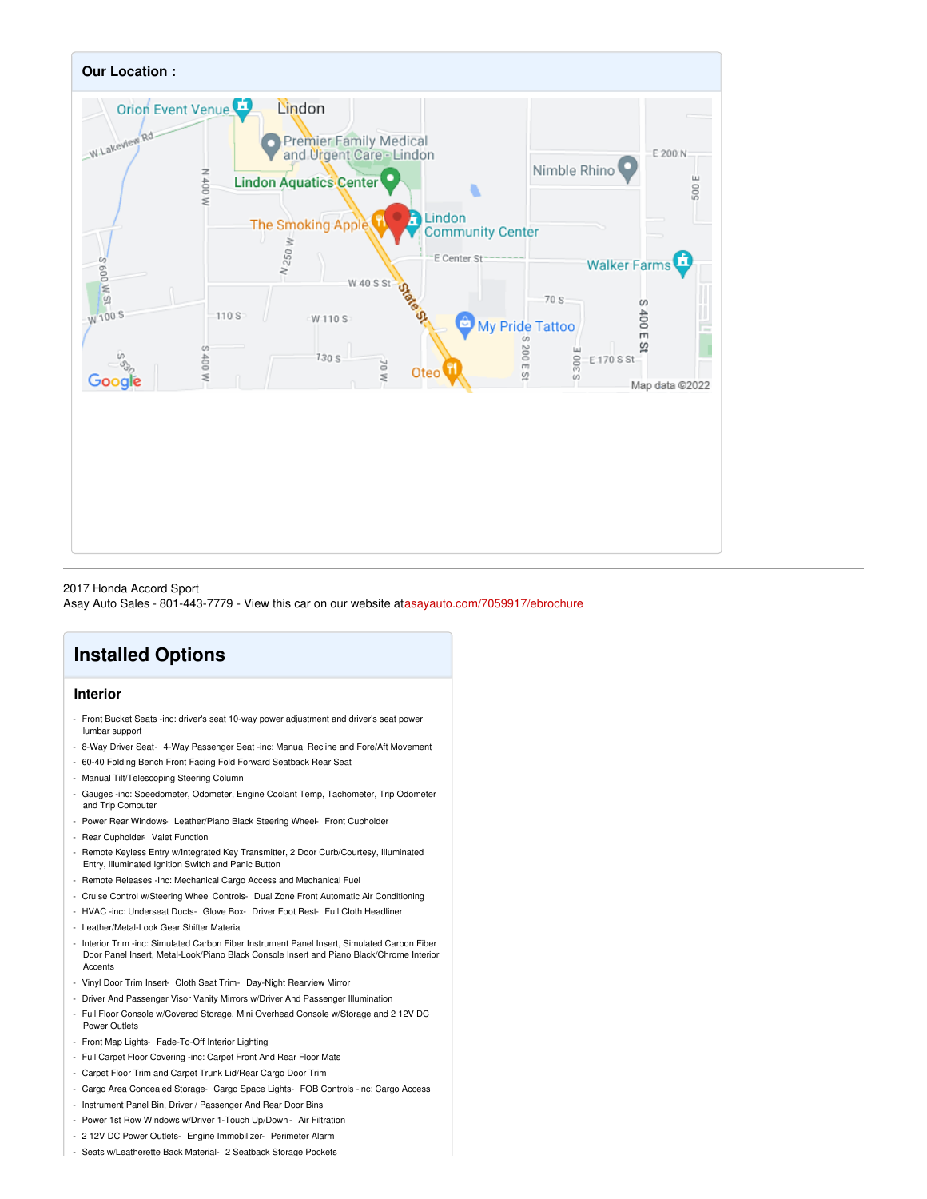## Our Location :

2017 Honda Accord Sport
Asay Auto Sales - 801-443-7779 - View this car on our website atasayauto.com/7059917/ebrochure

## Installed Options

### Interior

- Front Bucket Seats -inc: driver's seat 10-way power adjustment and driver's seat power lumbar support
- 8-Way Driver Seat- 4-Way Passenger Seat -inc: Manual Recline and Fore/Aft Movement
- 60-40 Folding Bench Front Facing Fold Forward Seatback Rear Seat
- Manual Tilt/Telescoping Steering Column
- Gauges -inc: Speedometer, Odometer, Engine Coolant Temp, Tachometer, Trip Odometer and Trip Computer
- Power Rear Windows- Leather/Piano Black Steering Wheel- Front Cupholder
- Rear Cupholder- Valet Function
- Remote Keyless Entry w/Integrated Key Transmitter, 2 Door Curb/Courtesy, Illuminated Entry, Illuminated Ignition Switch and Panic Button
- Remote Releases -Inc: Mechanical Cargo Access and Mechanical Fuel
- Cruise Control w/Steering Wheel Controls- Dual Zone Front Automatic Air Conditioning
- HVAC -inc: Underseat Ducts- Glove Box- Driver Foot Rest- Full Cloth Headliner
- Leather/Metal-Look Gear Shifter Material
- Interior Trim -inc: Simulated Carbon Fiber Instrument Panel Insert, Simulated Carbon Fiber Door Panel Insert, Metal-Look/Piano Black Console Insert and Piano Black/Chrome Interior Accents
- Vinyl Door Trim Insert- Cloth Seat Trim- Day-Night Rearview Mirror
- Driver And Passenger Visor Vanity Mirrors w/Driver And Passenger Illumination
- Full Floor Console w/Covered Storage, Mini Overhead Console w/Storage and 2 12V DC Power Outlets
- Front Map Lights- Fade-To-Off Interior Lighting
- Full Carpet Floor Covering -inc: Carpet Front And Rear Floor Mats
- Carpet Floor Trim and Carpet Trunk Lid/Rear Cargo Door Trim
- Cargo Area Concealed Storage- Cargo Space Lights- FOB Controls -inc: Cargo Access
- Instrument Panel Bin, Driver / Passenger And Rear Door Bins
- Power 1st Row Windows w/Driver 1-Touch Up/Down - Air Filtration
- 2 12V DC Power Outlets- Engine Immobilizer- Perimeter Alarm
- Seats w/Leatherette Back Material- 2 Seatback Storage Pockets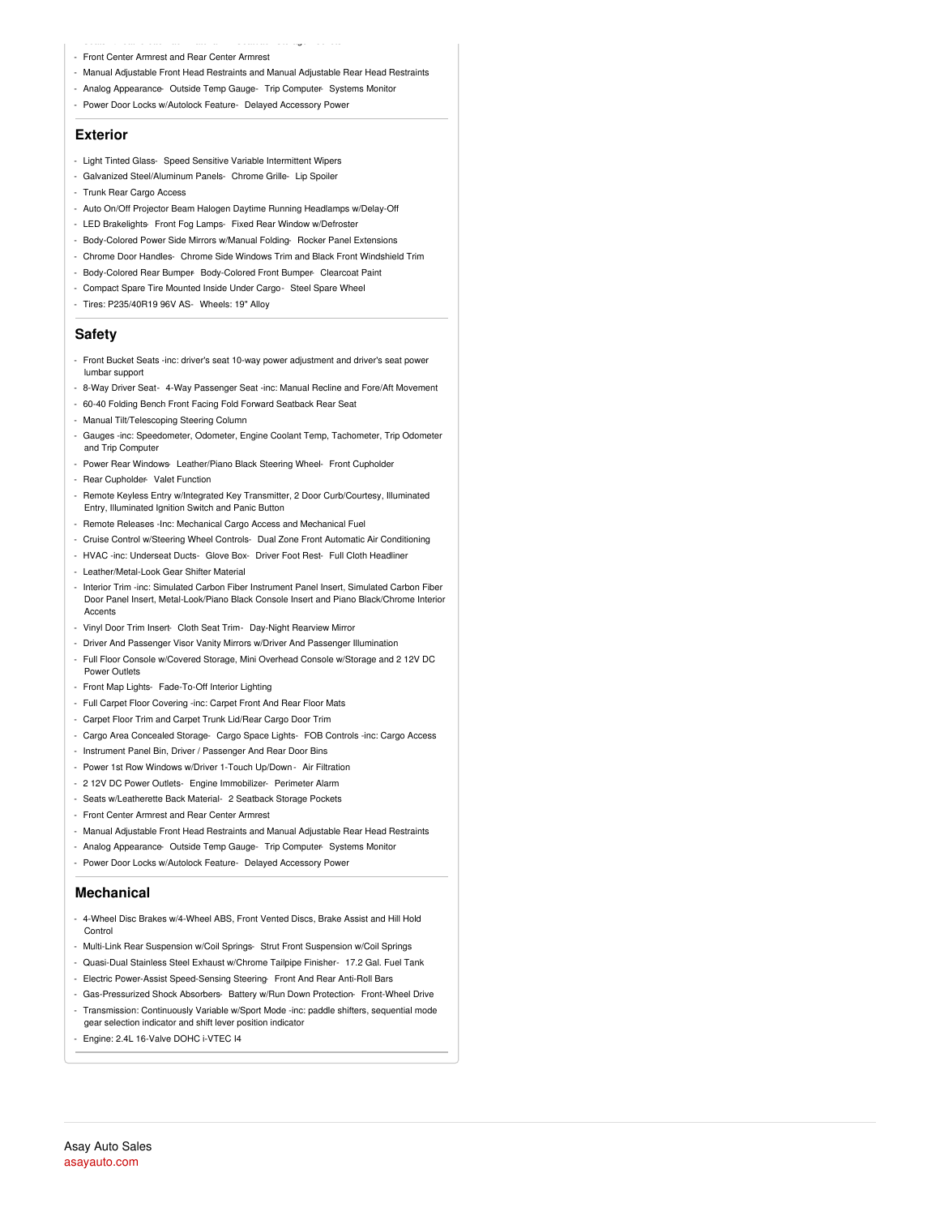- Front Center Armrest and Rear Center Armrest
- Manual Adjustable Front Head Restraints and Manual Adjustable Rear Head Restraints
- Analog Appearance- Outside Temp Gauge- Trip Computer- Systems Monitor
- Power Door Locks w/Autolock Feature- Delayed Accessory Power

## Exterior

- Light Tinted Glass- Speed Sensitive Variable Intermittent Wipers
- Galvanized Steel/Aluminum Panels- Chrome Grille- Lip Spoiler
- Trunk Rear Cargo Access
- Auto On/Off Projector Beam Halogen Daytime Running Headlamps w/Delay-Off
- LED Brakelights- Front Fog Lamps- Fixed Rear Window w/Defroster
- Body-Colored Power Side Mirrors w/Manual Folding- Rocker Panel Extensions
- Chrome Door Handles- Chrome Side Windows Trim and Black Front Windshield Trim
- Body-Colored Rear Bumper- Body-Colored Front Bumper- Clearcoat Paint
- Compact Spare Tire Mounted Inside Under Cargo- Steel Spare Wheel
- Tires: P235/40R19 96V AS- Wheels: 19" Alloy

## Safety

- Front Bucket Seats -inc: driver's seat 10-way power adjustment and driver's seat power lumbar support
- 8-Way Driver Seat- 4-Way Passenger Seat -inc: Manual Recline and Fore/Aft Movement
- 60-40 Folding Bench Front Facing Fold Forward Seatback Rear Seat
- Manual Tilt/Telescoping Steering Column
- Gauges -inc: Speedometer, Odometer, Engine Coolant Temp, Tachometer, Trip Odometer and Trip Computer
- Power Rear Windows- Leather/Piano Black Steering Wheel- Front Cupholder
- Rear Cupholder- Valet Function
- Remote Keyless Entry w/Integrated Key Transmitter, 2 Door Curb/Courtesy, Illuminated Entry, Illuminated Ignition Switch and Panic Button
- Remote Releases -Inc: Mechanical Cargo Access and Mechanical Fuel
- Cruise Control w/Steering Wheel Controls- Dual Zone Front Automatic Air Conditioning
- HVAC -inc: Underseat Ducts- Glove Box- Driver Foot Rest- Full Cloth Headliner
- Leather/Metal-Look Gear Shifter Material
- Interior Trim -inc: Simulated Carbon Fiber Instrument Panel Insert, Simulated Carbon Fiber Door Panel Insert, Metal-Look/Piano Black Console Insert and Piano Black/Chrome Interior Accents
- Vinyl Door Trim Insert- Cloth Seat Trim- Day-Night Rearview Mirror
- Driver And Passenger Visor Vanity Mirrors w/Driver And Passenger Illumination
- Full Floor Console w/Covered Storage, Mini Overhead Console w/Storage and 2 12V DC Power Outlets
- Front Map Lights- Fade-To-Off Interior Lighting
- Full Carpet Floor Covering -inc: Carpet Front And Rear Floor Mats
- Carpet Floor Trim and Carpet Trunk Lid/Rear Cargo Door Trim
- Cargo Area Concealed Storage- Cargo Space Lights- FOB Controls -inc: Cargo Access
- Instrument Panel Bin, Driver / Passenger And Rear Door Bins
- Power 1st Row Windows w/Driver 1-Touch Up/Down - Air Filtration
- 2 12V DC Power Outlets- Engine Immobilizer- Perimeter Alarm
- Seats w/Leatherette Back Material- 2 Seatback Storage Pockets
- Front Center Armrest and Rear Center Armrest
- Manual Adjustable Front Head Restraints and Manual Adjustable Rear Head Restraints
- Analog Appearance- Outside Temp Gauge- Trip Computer- Systems Monitor
- Power Door Locks w/Autolock Feature- Delayed Accessory Power

## Mechanical

- 4-Wheel Disc Brakes w/4-Wheel ABS, Front Vented Discs, Brake Assist and Hill Hold Control
- Multi-Link Rear Suspension w/Coil Springs- Strut Front Suspension w/Coil Springs
- Quasi-Dual Stainless Steel Exhaust w/Chrome Tailpipe Finisher- 17.2 Gal. Fuel Tank
- Electric Power-Assist Speed-Sensing Steering- Front And Rear Anti-Roll Bars
- Gas-Pressurized Shock Absorbers- Battery w/Run Down Protection- Front-Wheel Drive
- Transmission: Continuously Variable w/Sport Mode -inc: paddle shifters, sequential mode gear selection indicator and shift lever position indicator
- Engine: 2.4L 16-Valve DOHC i-VTEC I4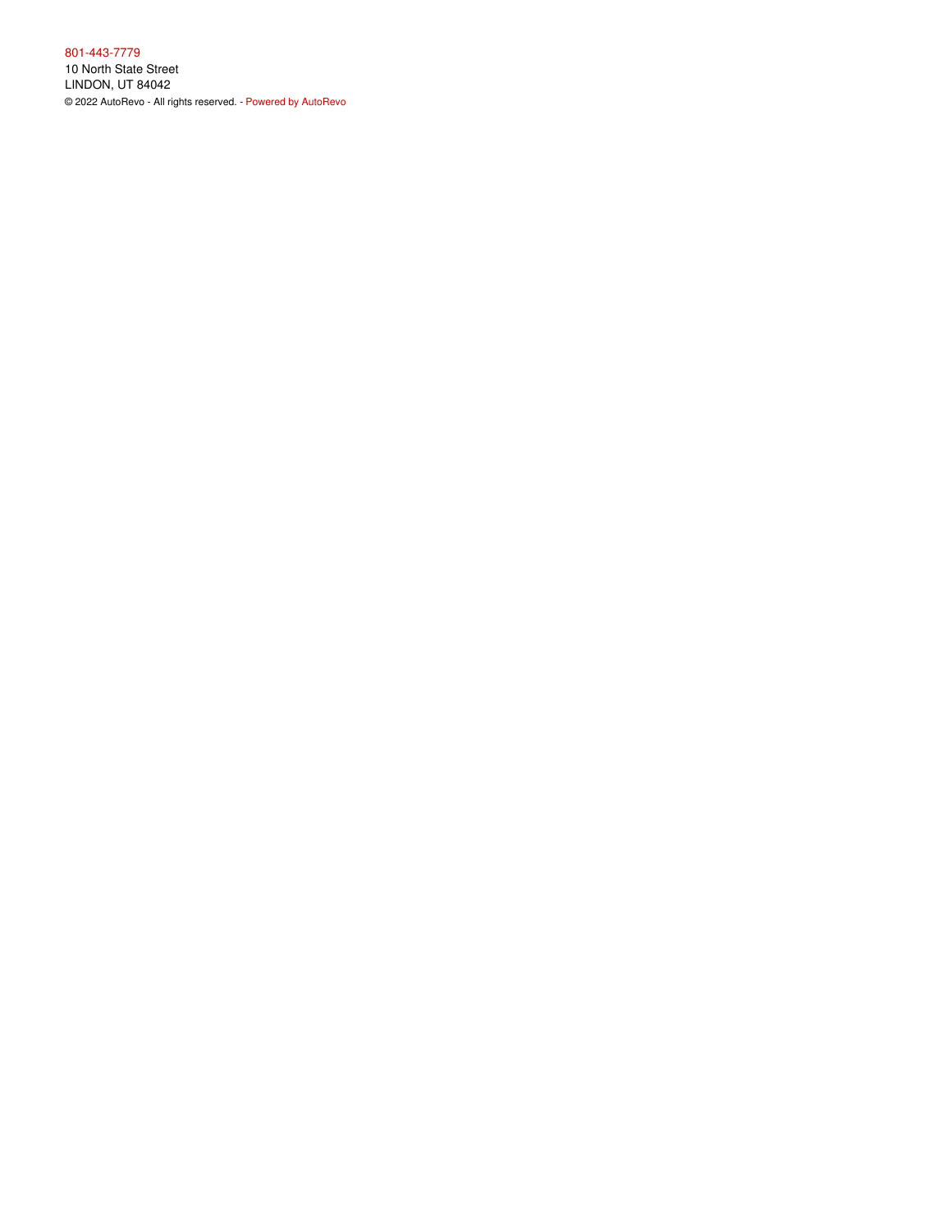801-443-7779
10 North State Street
LINDON, UT 84042
© 2022 AutoRevo - All rights reserved. - Powered by AutoRevo